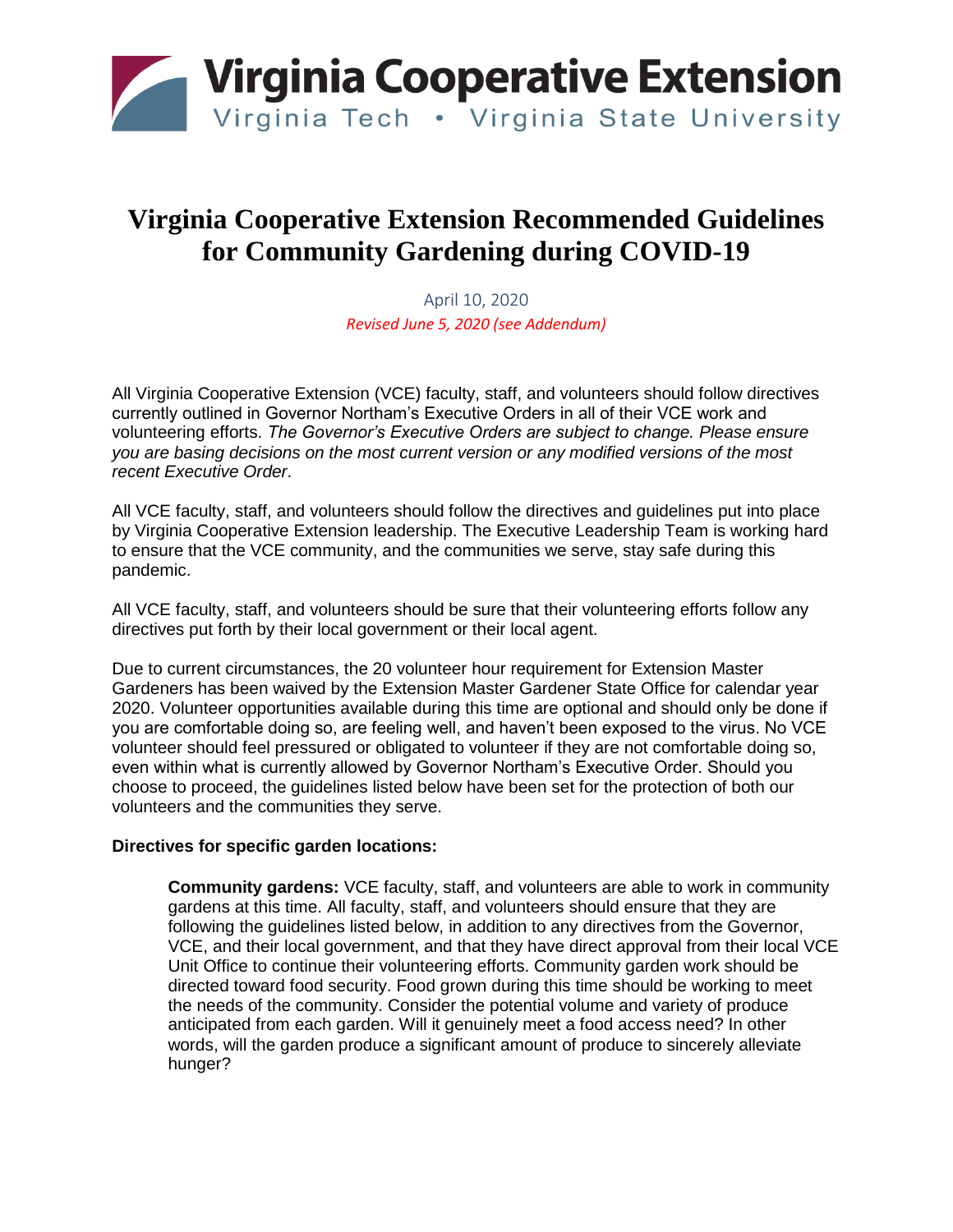Virginia Cooperative Extension
Virginia Tech • Virginia State University

# Virginia Cooperative Extension Recommended Guidelines for Community Gardening during COVID-19

April 10, 2020

*Revised June 5, 2020 (see Addendum)*

All Virginia Cooperative Extension (VCE) faculty, staff, and volunteers should follow directives currently outlined in Governor Northam's Executive Orders in all of their VCE work and volunteering efforts. *The Governor's Executive Orders are subject to change. Please ensure you are basing decisions on the most current version or any modified versions of the most recent Executive Order*.

All VCE faculty, staff, and volunteers should follow the directives and guidelines put into place by Virginia Cooperative Extension leadership. The Executive Leadership Team is working hard to ensure that the VCE community, and the communities we serve, stay safe during this pandemic.

All VCE faculty, staff, and volunteers should be sure that their volunteering efforts follow any directives put forth by their local government or their local agent.

Due to current circumstances, the 20 volunteer hour requirement for Extension Master Gardeners has been waived by the Extension Master Gardener State Office for calendar year 2020. Volunteer opportunities available during this time are optional and should only be done if you are comfortable doing so, are feeling well, and haven't been exposed to the virus. No VCE volunteer should feel pressured or obligated to volunteer if they are not comfortable doing so, even within what is currently allowed by Governor Northam's Executive Order. Should you choose to proceed, the guidelines listed below have been set for the protection of both our volunteers and the communities they serve.

**Directives for specific garden locations:**

**Community gardens:** VCE faculty, staff, and volunteers are able to work in community gardens at this time. All faculty, staff, and volunteers should ensure that they are following the guidelines listed below, in addition to any directives from the Governor, VCE, and their local government, and that they have direct approval from their local VCE Unit Office to continue their volunteering efforts. Community garden work should be directed toward food security. Food grown during this time should be working to meet the needs of the community. Consider the potential volume and variety of produce anticipated from each garden. Will it genuinely meet a food access need? In other words, will the garden produce a significant amount of produce to sincerely alleviate hunger?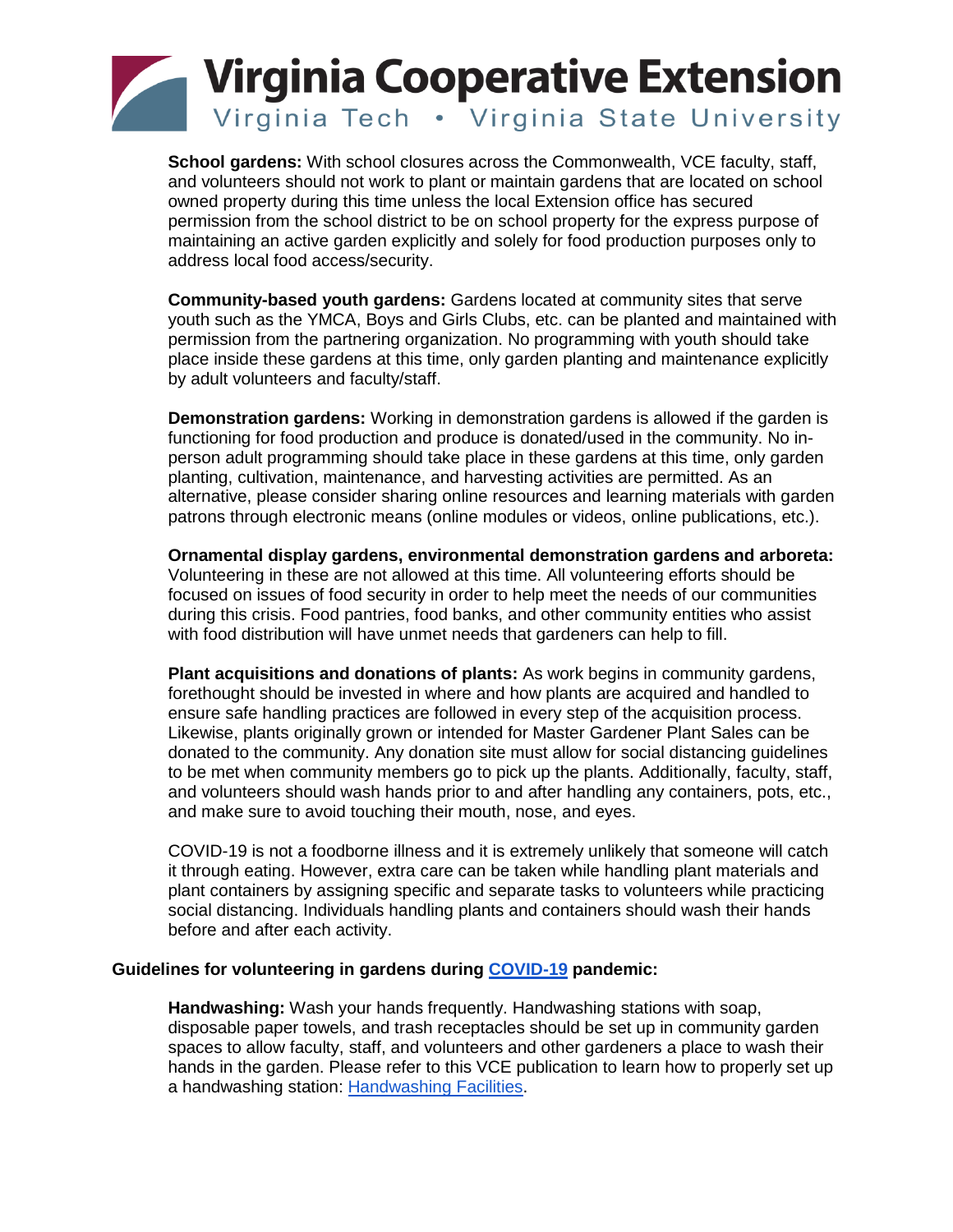**School gardens:** With school closures across the Commonwealth, VCE faculty, staff, and volunteers should not work to plant or maintain gardens that are located on school owned property during this time unless the local Extension office has secured permission from the school district to be on school property for the express purpose of maintaining an active garden explicitly and solely for food production purposes only to address local food access/security.

**Community-based youth gardens:** Gardens located at community sites that serve youth such as the YMCA, Boys and Girls Clubs, etc. can be planted and maintained with permission from the partnering organization. No programming with youth should take place inside these gardens at this time, only garden planting and maintenance explicitly by adult volunteers and faculty/staff.

**Demonstration gardens:** Working in demonstration gardens is allowed if the garden is functioning for food production and produce is donated/used in the community. No in-person adult programming should take place in these gardens at this time, only garden planting, cultivation, maintenance, and harvesting activities are permitted. As an alternative, please consider sharing online resources and learning materials with garden patrons through electronic means (online modules or videos, online publications, etc.).

**Ornamental display gardens, environmental demonstration gardens and arboreta:** Volunteering in these are not allowed at this time. All volunteering efforts should be focused on issues of food security in order to help meet the needs of our communities during this crisis. Food pantries, food banks, and other community entities who assist with food distribution will have unmet needs that gardeners can help to fill.

**Plant acquisitions and donations of plants:** As work begins in community gardens, forethought should be invested in where and how plants are acquired and handled to ensure safe handling practices are followed in every step of the acquisition process. Likewise, plants originally grown or intended for Master Gardener Plant Sales can be donated to the community. Any donation site must allow for social distancing guidelines to be met when community members go to pick up the plants. Additionally, faculty, staff, and volunteers should wash hands prior to and after handling any containers, pots, etc., and make sure to avoid touching their mouth, nose, and eyes.

COVID-19 is not a foodborne illness and it is extremely unlikely that someone will catch it through eating. However, extra care can be taken while handling plant materials and plant containers by assigning specific and separate tasks to volunteers while practicing social distancing. Individuals handling plants and containers should wash their hands before and after each activity.

## Guidelines for volunteering in gardens during COVID-19 pandemic:

**Handwashing:** Wash your hands frequently. Handwashing stations with soap, disposable paper towels, and trash receptacles should be set up in community garden spaces to allow faculty, staff, and volunteers and other gardeners a place to wash their hands in the garden. Please refer to this VCE publication to learn how to properly set up a handwashing station: Handwashing Facilities.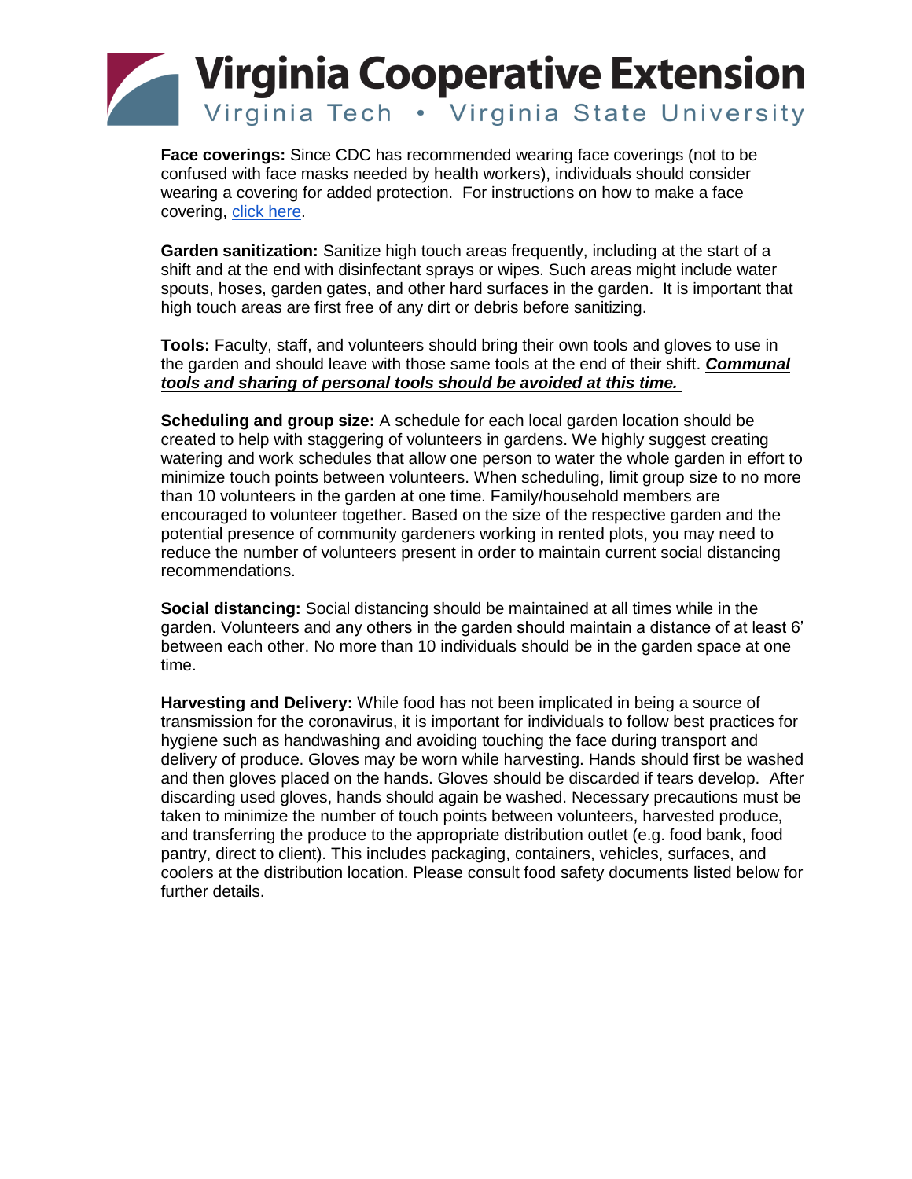**Face coverings:** Since CDC has recommended wearing face coverings (not to be confused with face masks needed by health workers), individuals should consider wearing a covering for added protection. For instructions on how to make a face covering, click here.

**Garden sanitization:** Sanitize high touch areas frequently, including at the start of a shift and at the end with disinfectant sprays or wipes. Such areas might include water spouts, hoses, garden gates, and other hard surfaces in the garden. It is important that high touch areas are first free of any dirt or debris before sanitizing.

**Tools:** Faculty, staff, and volunteers should bring their own tools and gloves to use in the garden and should leave with those same tools at the end of their shift. ***Communal tools and sharing of personal tools should be avoided at this time.***

**Scheduling and group size:** A schedule for each local garden location should be created to help with staggering of volunteers in gardens. We highly suggest creating watering and work schedules that allow one person to water the whole garden in effort to minimize touch points between volunteers. When scheduling, limit group size to no more than 10 volunteers in the garden at one time. Family/household members are encouraged to volunteer together. Based on the size of the respective garden and the potential presence of community gardeners working in rented plots, you may need to reduce the number of volunteers present in order to maintain current social distancing recommendations.

**Social distancing:** Social distancing should be maintained at all times while in the garden. Volunteers and any others in the garden should maintain a distance of at least 6' between each other. No more than 10 individuals should be in the garden space at one time.

**Harvesting and Delivery:** While food has not been implicated in being a source of transmission for the coronavirus, it is important for individuals to follow best practices for hygiene such as handwashing and avoiding touching the face during transport and delivery of produce. Gloves may be worn while harvesting. Hands should first be washed and then gloves placed on the hands. Gloves should be discarded if tears develop. After discarding used gloves, hands should again be washed. Necessary precautions must be taken to minimize the number of touch points between volunteers, harvested produce, and transferring the produce to the appropriate distribution outlet (e.g. food bank, food pantry, direct to client). This includes packaging, containers, vehicles, surfaces, and coolers at the distribution location. Please consult food safety documents listed below for further details.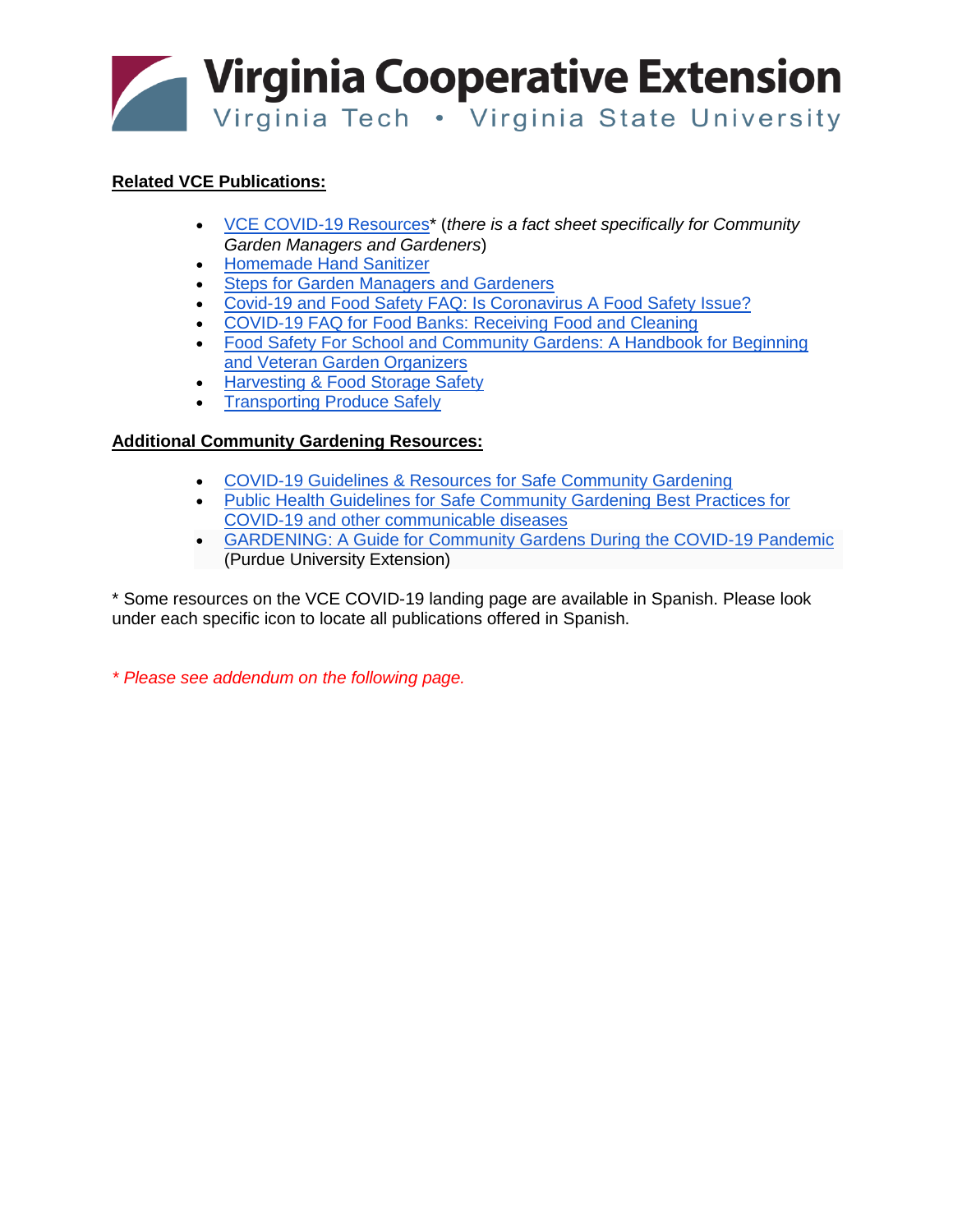**Related VCE Publications:**

- VCE COVID-19 Resources* (*there is a fact sheet specifically for Community Garden Managers and Gardeners*)
- Homemade Hand Sanitizer
- Steps for Garden Managers and Gardeners
- Covid-19 and Food Safety FAQ: Is Coronavirus A Food Safety Issue?
- COVID-19 FAQ for Food Banks: Receiving Food and Cleaning
- Food Safety For School and Community Gardens: A Handbook for Beginning and Veteran Garden Organizers
- Harvesting & Food Storage Safety
- Transporting Produce Safely

**Additional Community Gardening Resources:**

- COVID-19 Guidelines & Resources for Safe Community Gardening
- Public Health Guidelines for Safe Community Gardening Best Practices for COVID-19 and other communicable diseases
- GARDENING: A Guide for Community Gardens During the COVID-19 Pandemic (Purdue University Extension)

* Some resources on the VCE COVID-19 landing page are available in Spanish. Please look under each specific icon to locate all publications offered in Spanish.

*\* Please see addendum on the following page.*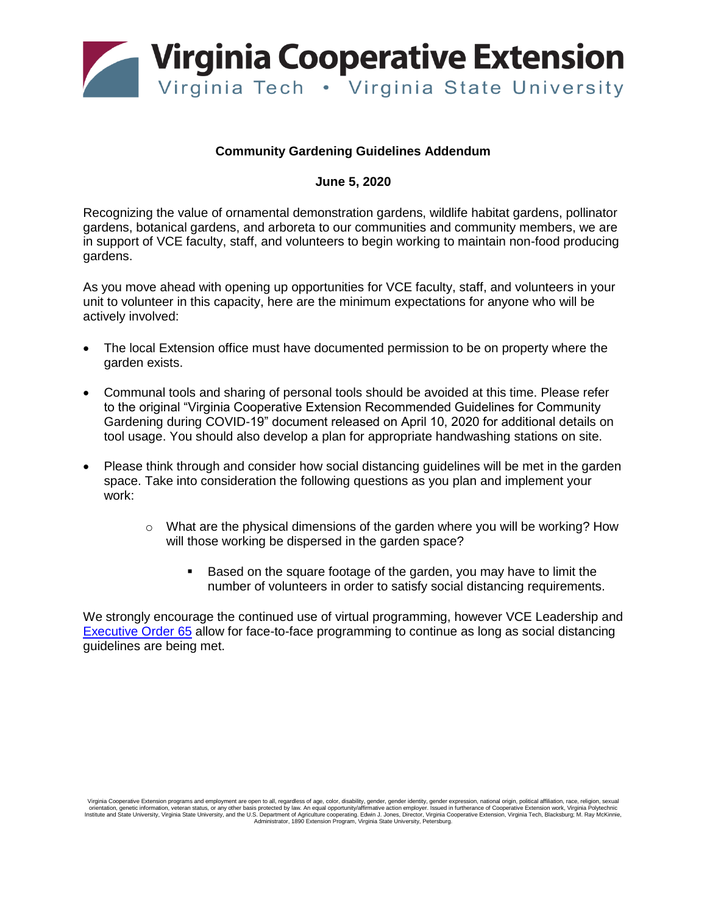**Virginia Cooperative Extension**
Virginia Tech • Virginia State University

## Community Gardening Guidelines Addendum

**June 5, 2020**

Recognizing the value of ornamental demonstration gardens, wildlife habitat gardens, pollinator gardens, botanical gardens, and arboreta to our communities and community members, we are in support of VCE faculty, staff, and volunteers to begin working to maintain non-food producing gardens.

As you move ahead with opening up opportunities for VCE faculty, staff, and volunteers in your unit to volunteer in this capacity, here are the minimum expectations for anyone who will be actively involved:

- The local Extension office must have documented permission to be on property where the garden exists.
- Communal tools and sharing of personal tools should be avoided at this time. Please refer to the original "Virginia Cooperative Extension Recommended Guidelines for Community Gardening during COVID-19" document released on April 10, 2020 for additional details on tool usage. You should also develop a plan for appropriate handwashing stations on site.
- Please think through and consider how social distancing guidelines will be met in the garden space. Take into consideration the following questions as you plan and implement your work:
  - What are the physical dimensions of the garden where you will be working? How will those working be dispersed in the garden space?
    - Based on the square footage of the garden, you may have to limit the number of volunteers in order to satisfy social distancing requirements.

We strongly encourage the continued use of virtual programming, however VCE Leadership and Executive Order 65 allow for face-to-face programming to continue as long as social distancing guidelines are being met.

Virginia Cooperative Extension programs and employment are open to all, regardless of age, color, disability, gender, gender identity, gender expression, national origin, political affiliation, race, religion, sexual orientation, genetic information, veteran status, or any other basis protected by law. An equal opportunity/affirmative action employer. Issued in furtherance of Cooperative Extension work, Virginia Polytechnic Institute and State University, Virginia State University, and the U.S. Department of Agriculture cooperating. Edwin J. Jones, Director, Virginia Cooperative Extension, Virginia Tech, Blacksburg; M. Ray McKinnie, Administrator, 1890 Extension Program, Virginia State University, Petersburg.